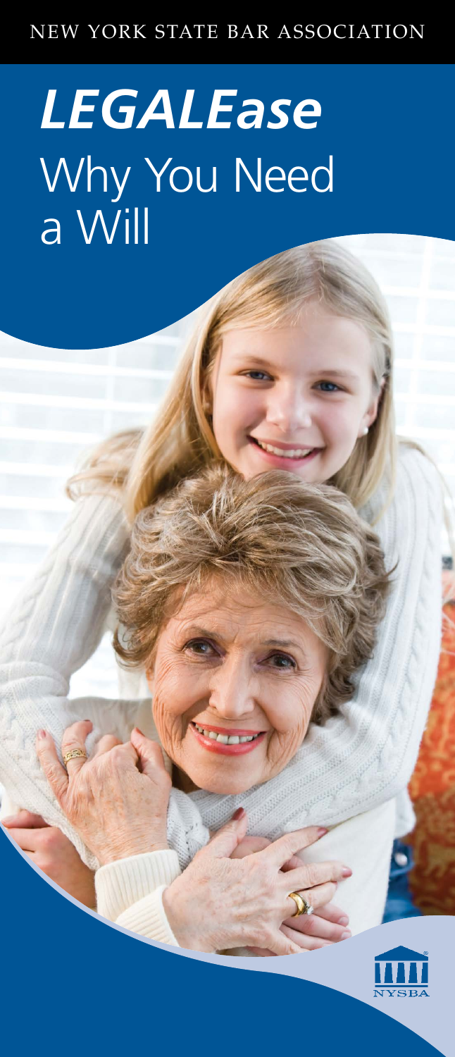NEW YORK STATE BAR ASSOCIATION

# *LEGALEase* Why You Need a Will

NYSBA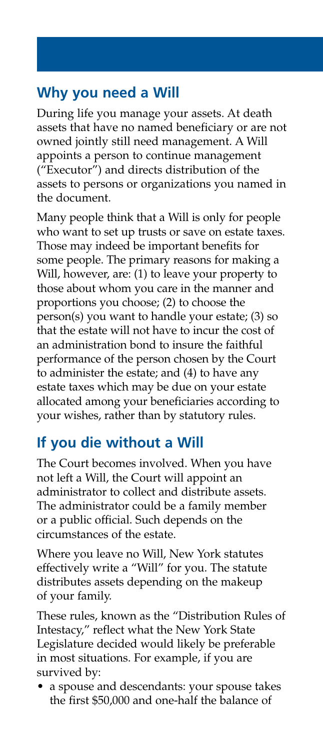## Why you need a Will

During life you manage your assets. At death assets that have no named beneficiary or are not owned jointly still need management. A Will appoints a person to continue management ("Executor") and directs distribution of the assets to persons or organizations you named in the document.

Many people think that a Will is only for people who want to set up trusts or save on estate taxes. Those may indeed be important benefits for some people. The primary reasons for making a Will, however, are: (1) to leave your property to those about whom you care in the manner and proportions you choose; (2) to choose the person(s) you want to handle your estate; (3) so that the estate will not have to incur the cost of an administration bond to insure the faithful performance of the person chosen by the Court to administer the estate; and (4) to have any estate taxes which may be due on your estate allocated among your beneficiaries according to your wishes, rather than by statutory rules.

## If you die without a Will

The Court becomes involved. When you have not left a Will, the Court will appoint an administrator to collect and distribute assets. The administrator could be a family member or a public official. Such depends on the circumstances of the estate.

Where you leave no Will, New York statutes effectively write a "Will" for you. The statute distributes assets depending on the makeup of your family.

These rules, known as the "Distribution Rules of Intestacy," reflect what the New York State Legislature decided would likely be preferable in most situations. For example, if you are survived by:

- a spouse and descendants: your spouse takes the first $50,000 and one-half the balance of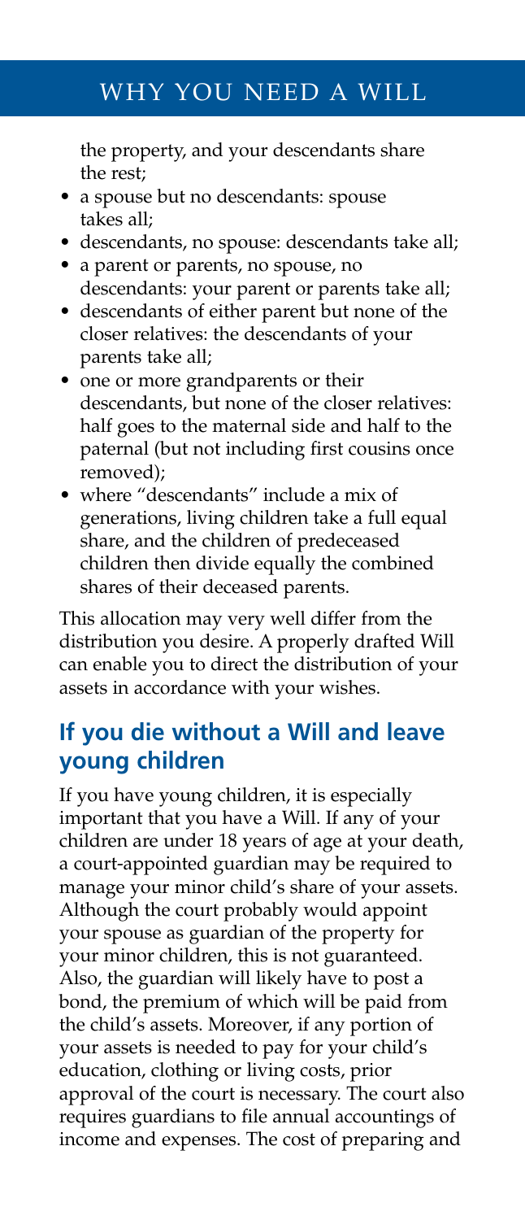the property, and your descendants share the rest;

- a spouse but no descendants: spouse takes all;
- descendants, no spouse: descendants take all;
- a parent or parents, no spouse, no descendants: your parent or parents take all;
- descendants of either parent but none of the closer relatives: the descendants of your parents take all;
- one or more grandparents or their descendants, but none of the closer relatives: half goes to the maternal side and half to the paternal (but not including first cousins once removed);
- where "descendants" include a mix of generations, living children take a full equal share, and the children of predeceased children then divide equally the combined shares of their deceased parents.

This allocation may very well differ from the distribution you desire. A properly drafted Will can enable you to direct the distribution of your assets in accordance with your wishes.

## If you die without a Will and leave young children

If you have young children, it is especially important that you have a Will. If any of your children are under 18 years of age at your death, a court-appointed guardian may be required to manage your minor child's share of your assets. Although the court probably would appoint your spouse as guardian of the property for your minor children, this is not guaranteed. Also, the guardian will likely have to post a bond, the premium of which will be paid from the child's assets. Moreover, if any portion of your assets is needed to pay for your child's education, clothing or living costs, prior approval of the court is necessary. The court also requires guardians to file annual accountings of income and expenses. The cost of preparing and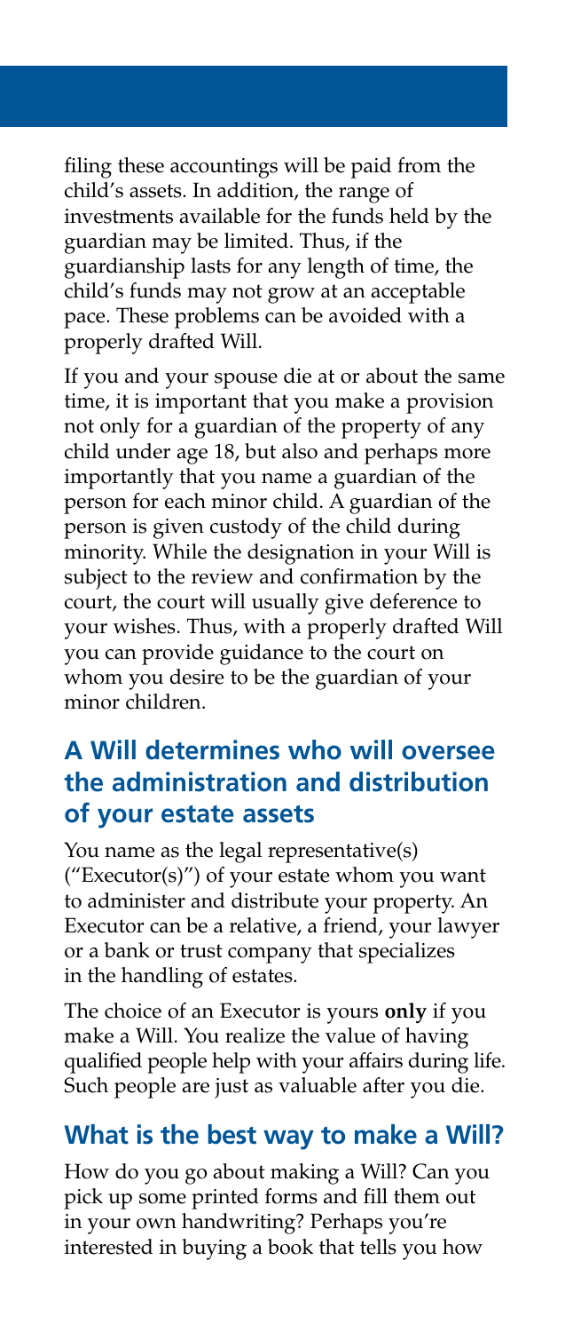filing these accountings will be paid from the child's assets. In addition, the range of investments available for the funds held by the guardian may be limited. Thus, if the guardianship lasts for any length of time, the child's funds may not grow at an acceptable pace. These problems can be avoided with a properly drafted Will.

If you and your spouse die at or about the same time, it is important that you make a provision not only for a guardian of the property of any child under age 18, but also and perhaps more importantly that you name a guardian of the person for each minor child. A guardian of the person is given custody of the child during minority. While the designation in your Will is subject to the review and confirmation by the court, the court will usually give deference to your wishes. Thus, with a properly drafted Will you can provide guidance to the court on whom you desire to be the guardian of your minor children.

## A Will determines who will oversee the administration and distribution of your estate assets

You name as the legal representative(s) ("Executor(s)") of your estate whom you want to administer and distribute your property. An Executor can be a relative, a friend, your lawyer or a bank or trust company that specializes in the handling of estates.

The choice of an Executor is yours **only** if you make a Will. You realize the value of having qualified people help with your affairs during life. Such people are just as valuable after you die.

## What is the best way to make a Will?

How do you go about making a Will? Can you pick up some printed forms and fill them out in your own handwriting? Perhaps you're interested in buying a book that tells you how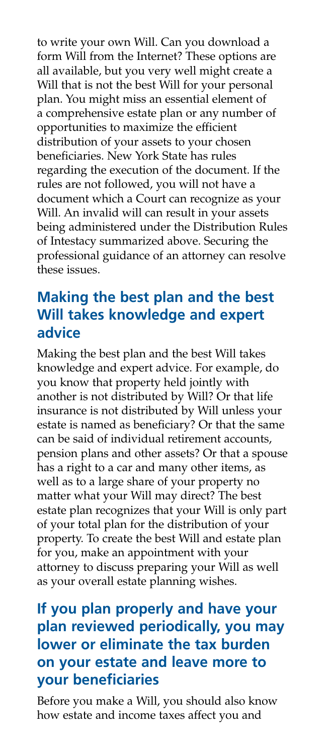to write your own Will. Can you download a form Will from the Internet? These options are all available, but you very well might create a Will that is not the best Will for your personal plan. You might miss an essential element of a comprehensive estate plan or any number of opportunities to maximize the efficient distribution of your assets to your chosen beneficiaries. New York State has rules regarding the execution of the document. If the rules are not followed, you will not have a document which a Court can recognize as your Will. An invalid will can result in your assets being administered under the Distribution Rules of Intestacy summarized above. Securing the professional guidance of an attorney can resolve these issues.

## Making the best plan and the best Will takes knowledge and expert advice

Making the best plan and the best Will takes knowledge and expert advice. For example, do you know that property held jointly with another is not distributed by Will? Or that life insurance is not distributed by Will unless your estate is named as beneficiary? Or that the same can be said of individual retirement accounts, pension plans and other assets? Or that a spouse has a right to a car and many other items, as well as to a large share of your property no matter what your Will may direct? The best estate plan recognizes that your Will is only part of your total plan for the distribution of your property. To create the best Will and estate plan for you, make an appointment with your attorney to discuss preparing your Will as well as your overall estate planning wishes.

## If you plan properly and have your plan reviewed periodically, you may lower or eliminate the tax burden on your estate and leave more to your beneficiaries

Before you make a Will, you should also know how estate and income taxes affect you and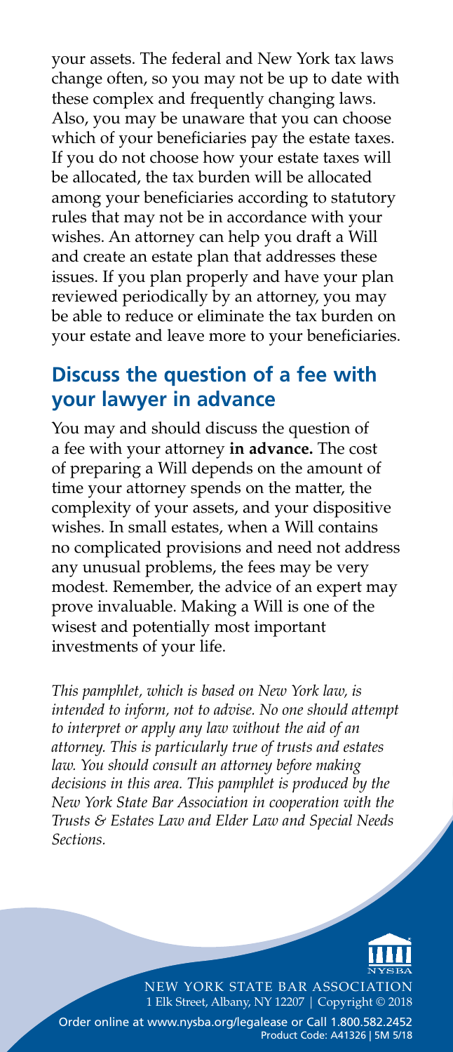your assets. The federal and New York tax laws change often, so you may not be up to date with these complex and frequently changing laws. Also, you may be unaware that you can choose which of your beneficiaries pay the estate taxes. If you do not choose how your estate taxes will be allocated, the tax burden will be allocated among your beneficiaries according to statutory rules that may not be in accordance with your wishes. An attorney can help you draft a Will and create an estate plan that addresses these issues. If you plan properly and have your plan reviewed periodically by an attorney, you may be able to reduce or eliminate the tax burden on your estate and leave more to your beneficiaries.

## Discuss the question of a fee with your lawyer in advance

You may and should discuss the question of a fee with your attorney **in advance.** The cost of preparing a Will depends on the amount of time your attorney spends on the matter, the complexity of your assets, and your dispositive wishes. In small estates, when a Will contains no complicated provisions and need not address any unusual problems, the fees may be very modest. Remember, the advice of an expert may prove invaluable. Making a Will is one of the wisest and potentially most important investments of your life.

*This pamphlet, which is based on New York law, is intended to inform, not to advise. No one should attempt to interpret or apply any law without the aid of an attorney. This is particularly true of trusts and estates law. You should consult an attorney before making decisions in this area. This pamphlet is produced by the New York State Bar Association in cooperation with the Trusts & Estates Law and Elder Law and Special Needs Sections.*

NYSBA

NEW YORK STATE BAR ASSOCIATION
1 Elk Street, Albany, NY 12207 | Copyright © 2018

Order online at www.nysba.org/legalease or Call 1.800.582.2452
Product Code: A41326 | 5M 5/18